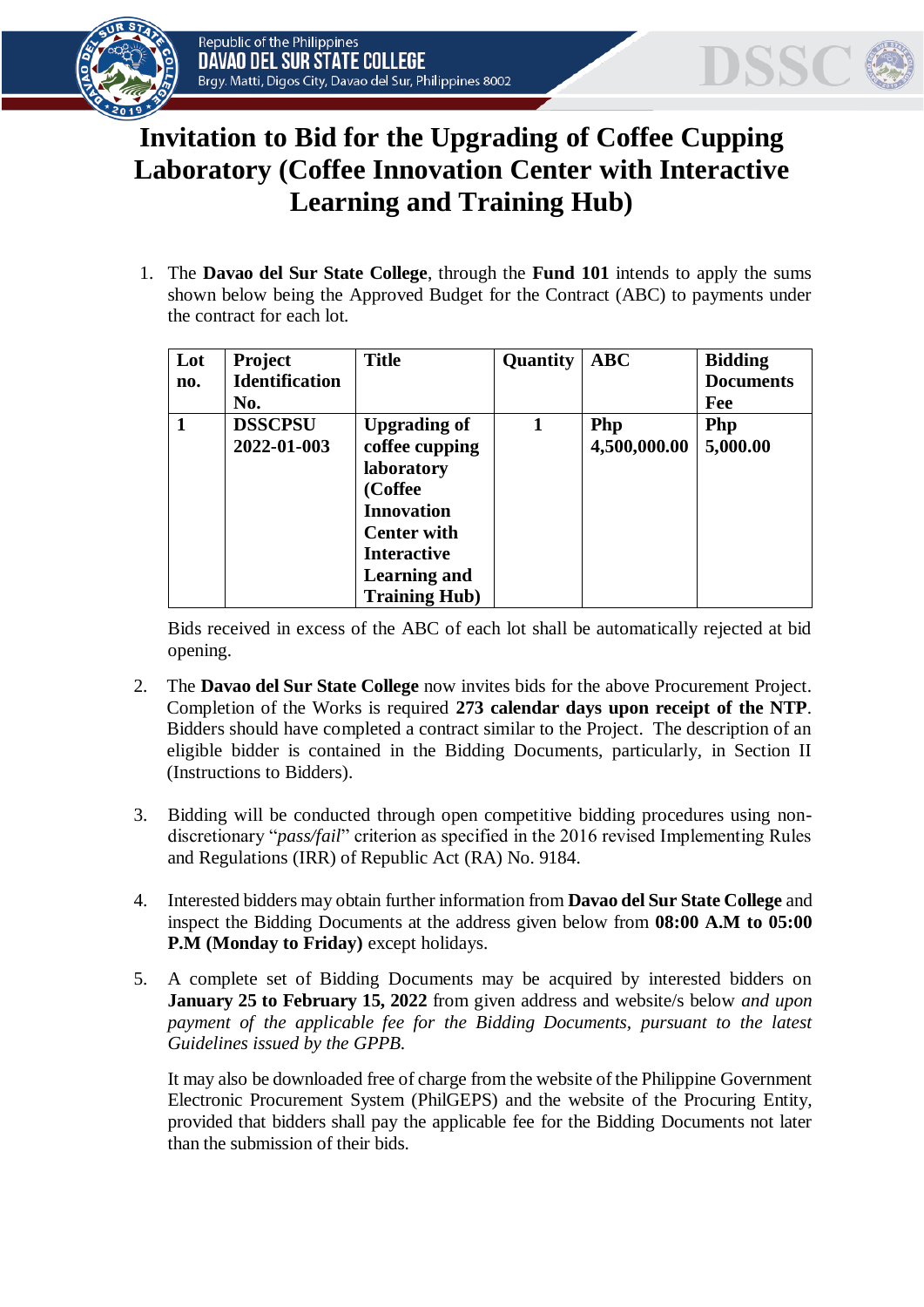# Invitation to Bid for the Upgrading of Coffee Cupping Laboratory (Coffee Innovation Center with Interactive Learning and Training Hub)

1. The **Davao del Sur State College**, through the **Fund 101** intends to apply the sums shown below being the Approved Budget for the Contract (ABC) to payments under the contract for each lot.

| Lot no. | Project Identification No. | Title | Quantity | ABC | Bidding Documents Fee |
|---|---|---|---|---|---|
| **1** | **DSSCPSU 2022-01-003** | **Upgrading of coffee cupping laboratory (Coffee Innovation Center with Interactive Learning and Training Hub)** | **1** | **Php 4,500,000.00** | **Php 5,000.00** |

   Bids received in excess of the ABC of each lot shall be automatically rejected at bid opening.

2. The **Davao del Sur State College** now invites bids for the above Procurement Project. Completion of the Works is required **273 calendar days upon receipt of the NTP**. Bidders should have completed a contract similar to the Project. The description of an eligible bidder is contained in the Bidding Documents, particularly, in Section II (Instructions to Bidders).

3. Bidding will be conducted through open competitive bidding procedures using non-discretionary "*pass/fail*" criterion as specified in the 2016 revised Implementing Rules and Regulations (IRR) of Republic Act (RA) No. 9184.

4. Interested bidders may obtain further information from **Davao del Sur State College** and inspect the Bidding Documents at the address given below from **08:00 A.M to 05:00 P.M (Monday to Friday)** except holidays.

5. A complete set of Bidding Documents may be acquired by interested bidders on **January 25 to February 15, 2022** from given address and website/s below *and upon payment of the applicable fee for the Bidding Documents, pursuant to the latest Guidelines issued by the GPPB.*

   It may also be downloaded free of charge from the website of the Philippine Government Electronic Procurement System (PhilGEPS) and the website of the Procuring Entity, provided that bidders shall pay the applicable fee for the Bidding Documents not later than the submission of their bids.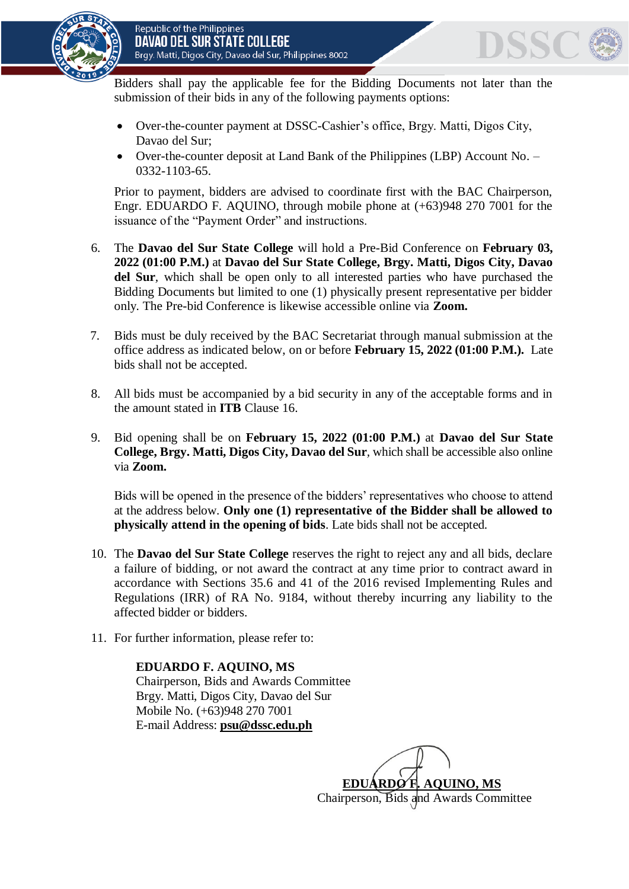Bidders shall pay the applicable fee for the Bidding Documents not later than the submission of their bids in any of the following payments options:

- Over-the-counter payment at DSSC-Cashier's office, Brgy. Matti, Digos City, Davao del Sur;
- Over-the-counter deposit at Land Bank of the Philippines (LBP) Account No. – 0332-1103-65.

Prior to payment, bidders are advised to coordinate first with the BAC Chairperson, Engr. EDUARDO F. AQUINO, through mobile phone at (+63)948 270 7001 for the issuance of the "Payment Order" and instructions.

6. The **Davao del Sur State College** will hold a Pre-Bid Conference on **February 03, 2022 (01:00 P.M.)** at **Davao del Sur State College, Brgy. Matti, Digos City, Davao del Sur**, which shall be open only to all interested parties who have purchased the Bidding Documents but limited to one (1) physically present representative per bidder only. The Pre-bid Conference is likewise accessible online via **Zoom.**

7. Bids must be duly received by the BAC Secretariat through manual submission at the office address as indicated below, on or before **February 15, 2022 (01:00 P.M.).** Late bids shall not be accepted.

8. All bids must be accompanied by a bid security in any of the acceptable forms and in the amount stated in **ITB** Clause 16.

9. Bid opening shall be on **February 15, 2022 (01:00 P.M.)** at **Davao del Sur State College, Brgy. Matti, Digos City, Davao del Sur**, which shall be accessible also online via **Zoom.**

   Bids will be opened in the presence of the bidders' representatives who choose to attend at the address below. **Only one (1) representative of the Bidder shall be allowed to physically attend in the opening of bids**. Late bids shall not be accepted.

10. The **Davao del Sur State College** reserves the right to reject any and all bids, declare a failure of bidding, or not award the contract at any time prior to contract award in accordance with Sections 35.6 and 41 of the 2016 revised Implementing Rules and Regulations (IRR) of RA No. 9184, without thereby incurring any liability to the affected bidder or bidders.

11. For further information, please refer to:

    **EDUARDO F. AQUINO, MS**
    Chairperson, Bids and Awards Committee
    Brgy. Matti, Digos City, Davao del Sur
    Mobile No. (+63)948 270 7001
    E-mail Address: **psu@dssc.edu.ph**

**EDUARDO F. AQUINO, MS**
Chairperson, Bids and Awards Committee